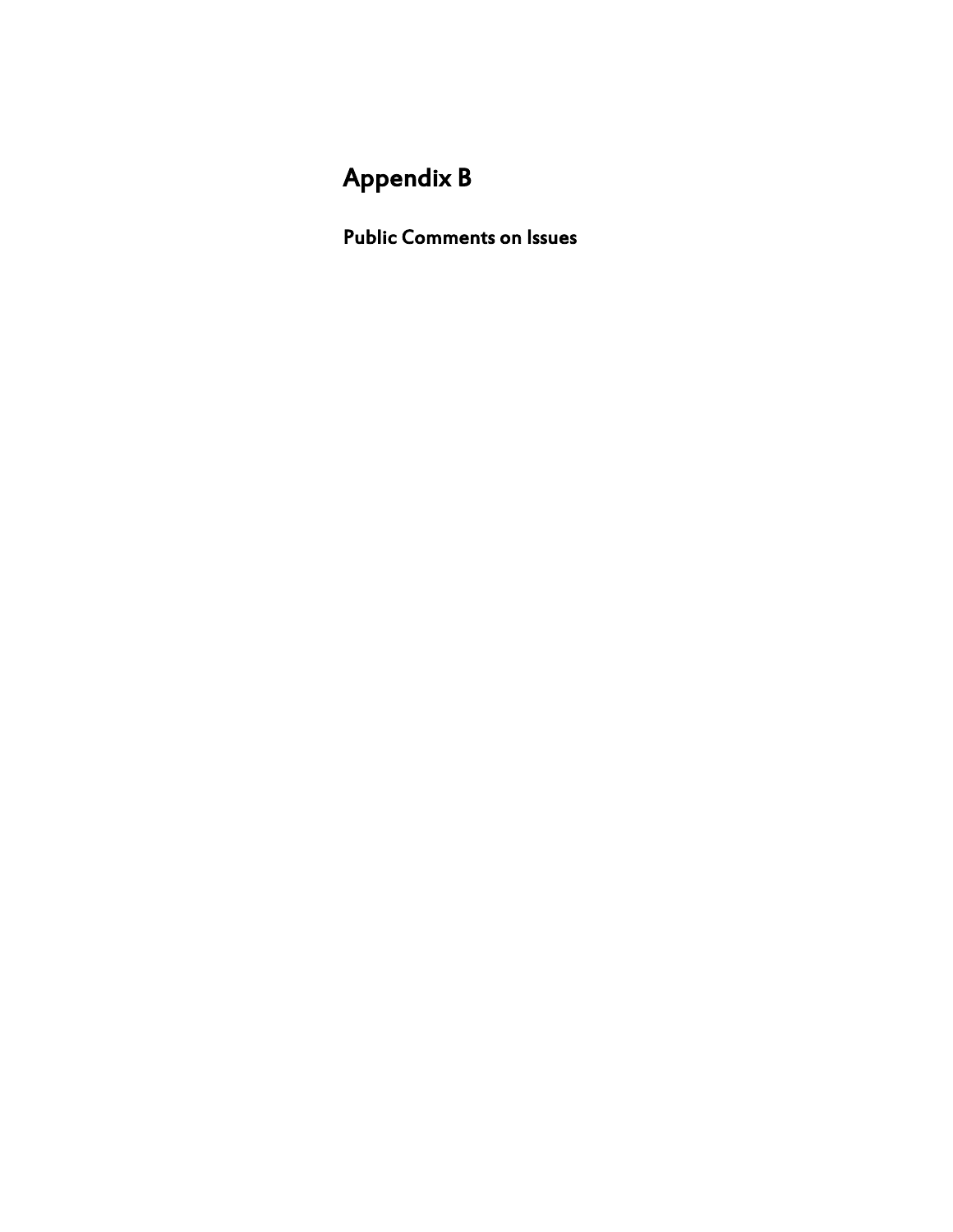# Appendix B

## Public Comments on Issues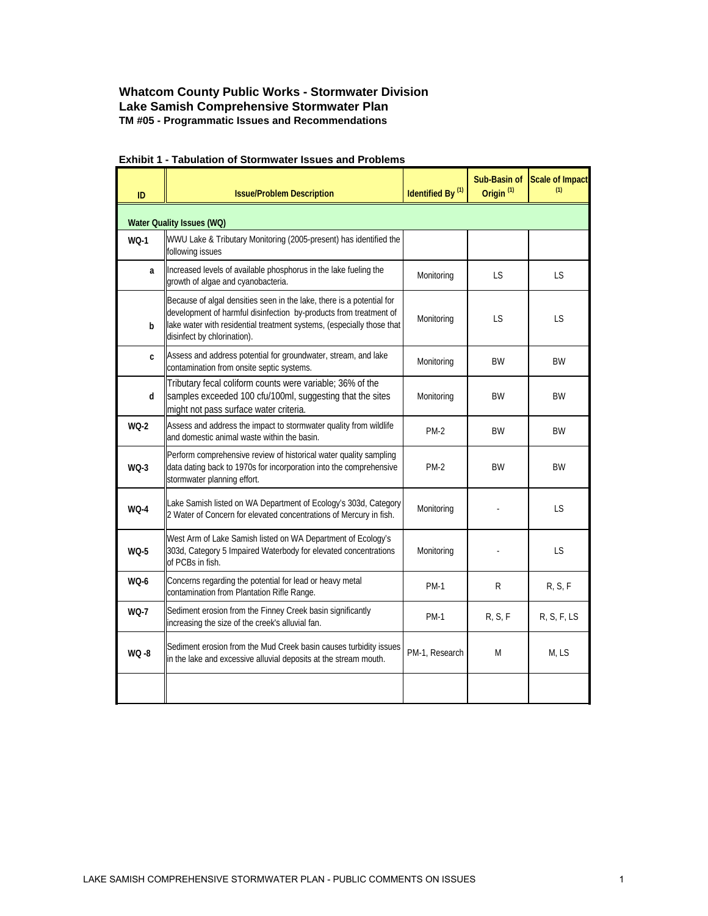# Whatcom County Public Works - Stormwater Division
## Lake Samish Comprehensive Stormwater Plan
### TM #05 - Programmatic Issues and Recommendations

**Exhibit 1 - Tabulation of Stormwater Issues and Problems**

| ID | Issue/Problem Description | Identified By [(1)] | Sub-Basin of Origin [(1)] | Scale of Impact [(1)] |
|---|---|---|---|---|
| **Water Quality Issues (WQ)** | | | | |
| **WQ-1** | WWU Lake & Tributary Monitoring (2005-present) has identified the following issues | | | |
| **a** | Increased levels of available phosphorus in the lake fueling the growth of algae and cyanobacteria. | Monitoring | LS | LS |
| **b** | Because of algal densities seen in the lake, there is a potential for development of harmful disinfection by-products from treatment of lake water with residential treatment systems, (especially those that disinfect by chlorination). | Monitoring | LS | LS |
| **c** | Assess and address potential for groundwater, stream, and lake contamination from onsite septic systems. | Monitoring | BW | BW |
| **d** | Tributary fecal coliform counts were variable; 36% of the samples exceeded 100 cfu/100ml, suggesting that the sites might not pass surface water criteria. | Monitoring | BW | BW |
| **WQ-2** | Assess and address the impact to stormwater quality from wildlife and domestic animal waste within the basin. | PM-2 | BW | BW |
| **WQ-3** | Perform comprehensive review of historical water quality sampling data dating back to 1970s for incorporation into the comprehensive stormwater planning effort. | PM-2 | BW | BW |
| **WQ-4** | Lake Samish listed on WA Department of Ecology's 303d, Category 2 Water of Concern for elevated concentrations of Mercury in fish. | Monitoring | - | LS |
| **WQ-5** | West Arm of Lake Samish listed on WA Department of Ecology's 303d, Category 5 Impaired Waterbody for elevated concentrations of PCBs in fish. | Monitoring | - | LS |
| **WQ-6** | Concerns regarding the potential for lead or heavy metal contamination from Plantation Rifle Range. | PM-1 | R | R, S, F |
| **WQ-7** | Sediment erosion from the Finney Creek basin significantly increasing the size of the creek's alluvial fan. | PM-1 | R, S, F | R, S, F, LS |
| **WQ -8** | Sediment erosion from the Mud Creek basin causes turbidity issues in the lake and excessive alluvial deposits at the stream mouth. | PM-1, Research | M | M, LS |
| | | | | |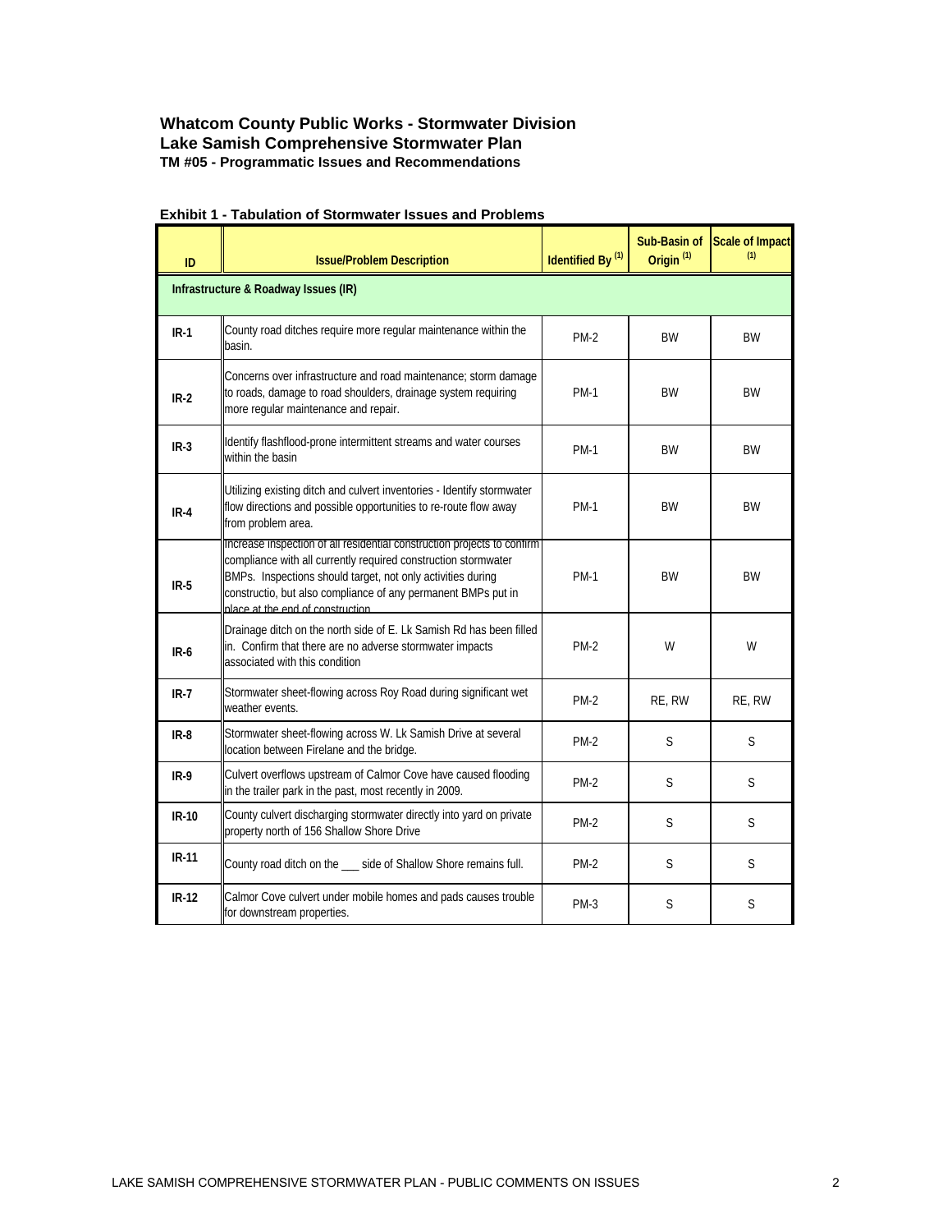## Whatcom County Public Works - Stormwater Division
## Lake Samish Comprehensive Stormwater Plan
### TM #05 - Programmatic Issues and Recommendations

**Exhibit 1 - Tabulation of Stormwater Issues and Problems**

| ID | Issue/Problem Description | Identified By [1] | Sub-Basin of Origin [1] | Scale of Impact [1] |
|---|---|---|---|---|
| **Infrastructure & Roadway Issues (IR)** | | | | |
| **IR-1** | County road ditches require more regular maintenance within the basin. | PM-2 | BW | BW |
| **IR-2** | Concerns over infrastructure and road maintenance; storm damage to roads, damage to road shoulders, drainage system requiring more regular maintenance and repair. | PM-1 | BW | BW |
| **IR-3** | Identify flashflood-prone intermittent streams and water courses within the basin | PM-1 | BW | BW |
| **IR-4** | Utilizing existing ditch and culvert inventories - Identify stormwater flow directions and possible opportunities to re-route flow away from problem area. | PM-1 | BW | BW |
| **IR-5** | Increase inspection of all residential construction projects to confirm compliance with all currently required construction stormwater BMPs. Inspections should target, not only activities during constructio, but also compliance of any permanent BMPs put in place at the end of construction | PM-1 | BW | BW |
| **IR-6** | Drainage ditch on the north side of E. Lk Samish Rd has been filled in. Confirm that there are no adverse stormwater impacts associated with this condition | PM-2 | W | W |
| **IR-7** | Stormwater sheet-flowing across Roy Road during significant wet weather events. | PM-2 | RE, RW | RE, RW |
| **IR-8** | Stormwater sheet-flowing across W. Lk Samish Drive at several location between Firelane and the bridge. | PM-2 | S | S |
| **IR-9** | Culvert overflows upstream of Calmor Cove have caused flooding in the trailer park in the past, most recently in 2009. | PM-2 | S | S |
| **IR-10** | County culvert discharging stormwater directly into yard on private property north of 156 Shallow Shore Drive | PM-2 | S | S |
| **IR-11** | County road ditch on the ___ side of Shallow Shore remains full. | PM-2 | S | S |
| **IR-12** | Calmor Cove culvert under mobile homes and pads causes trouble for downstream properties. | PM-3 | S | S |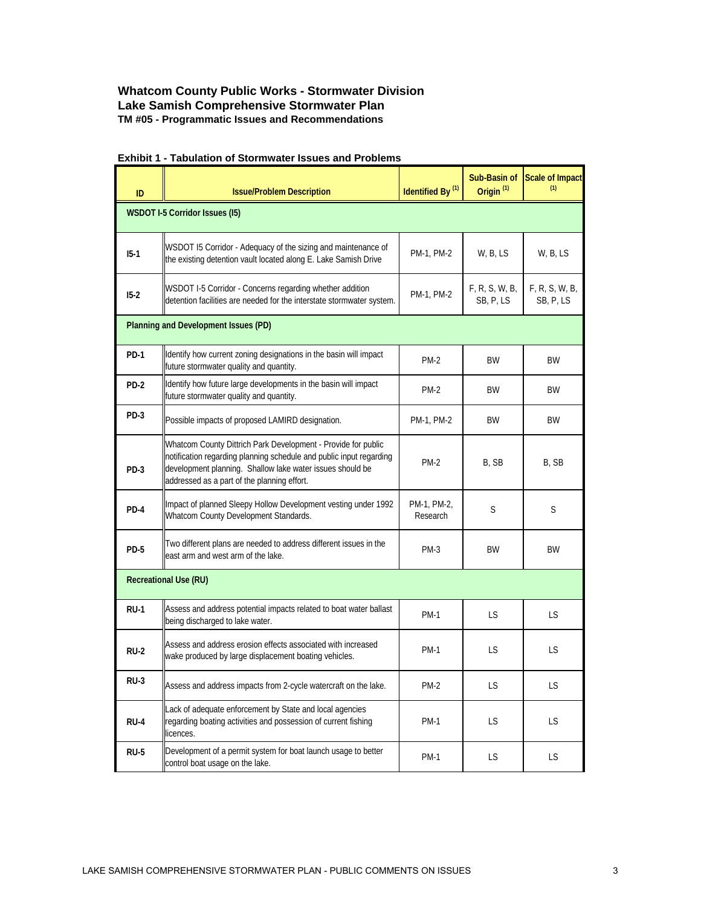**Whatcom County Public Works - Stormwater Division**
**Lake Samish Comprehensive Stormwater Plan**
**TM #05 - Programmatic Issues and Recommendations**

**Exhibit 1 - Tabulation of Stormwater Issues and Problems**

| ID | Issue/Problem Description | Identified By [1] | Sub-Basin of Origin [1] | Scale of Impact [1] |
|---|---|---|---|---|
| **WSDOT I-5 Corridor Issues (I5)** | | | | |
| I5-1 | WSDOT I5 Corridor - Adequacy of the sizing and maintenance of the existing detention vault located along E. Lake Samish Drive | PM-1, PM-2 | W, B, LS | W, B, LS |
| I5-2 | WSDOT I-5 Corridor - Concerns regarding whether addition detention facilities are needed for the interstate stormwater system. | PM-1, PM-2 | F, R, S, W, B, SB, P, LS | F, R, S, W, B, SB, P, LS |
| **Planning and Development Issues (PD)** | | | | |
| PD-1 | Identify how current zoning designations in the basin will impact future stormwater quality and quantity. | PM-2 | BW | BW |
| PD-2 | Identify how future large developments in the basin will impact future stormwater quality and quantity. | PM-2 | BW | BW |
| PD-3 | Possible impacts of proposed LAMIRD designation. | PM-1, PM-2 | BW | BW |
| PD-3 | Whatcom County Dittrich Park Development - Provide for public notification regarding planning schedule and public input regarding development planning. Shallow lake water issues should be addressed as a part of the planning effort. | PM-2 | B, SB | B, SB |
| PD-4 | Impact of planned Sleepy Hollow Development vesting under 1992 Whatcom County Development Standards. | PM-1, PM-2, Research | S | S |
| PD-5 | Two different plans are needed to address different issues in the east arm and west arm of the lake. | PM-3 | BW | BW |
| **Recreational Use (RU)** | | | | |
| RU-1 | Assess and address potential impacts related to boat water ballast being discharged to lake water. | PM-1 | LS | LS |
| RU-2 | Assess and address erosion effects associated with increased wake produced by large displacement boating vehicles. | PM-1 | LS | LS |
| RU-3 | Assess and address impacts from 2-cycle watercraft on the lake. | PM-2 | LS | LS |
| RU-4 | Lack of adequate enforcement by State and local agencies regarding boating activities and possession of current fishing licences. | PM-1 | LS | LS |
| RU-5 | Development of a permit system for boat launch usage to better control boat usage on the lake. | PM-1 | LS | LS |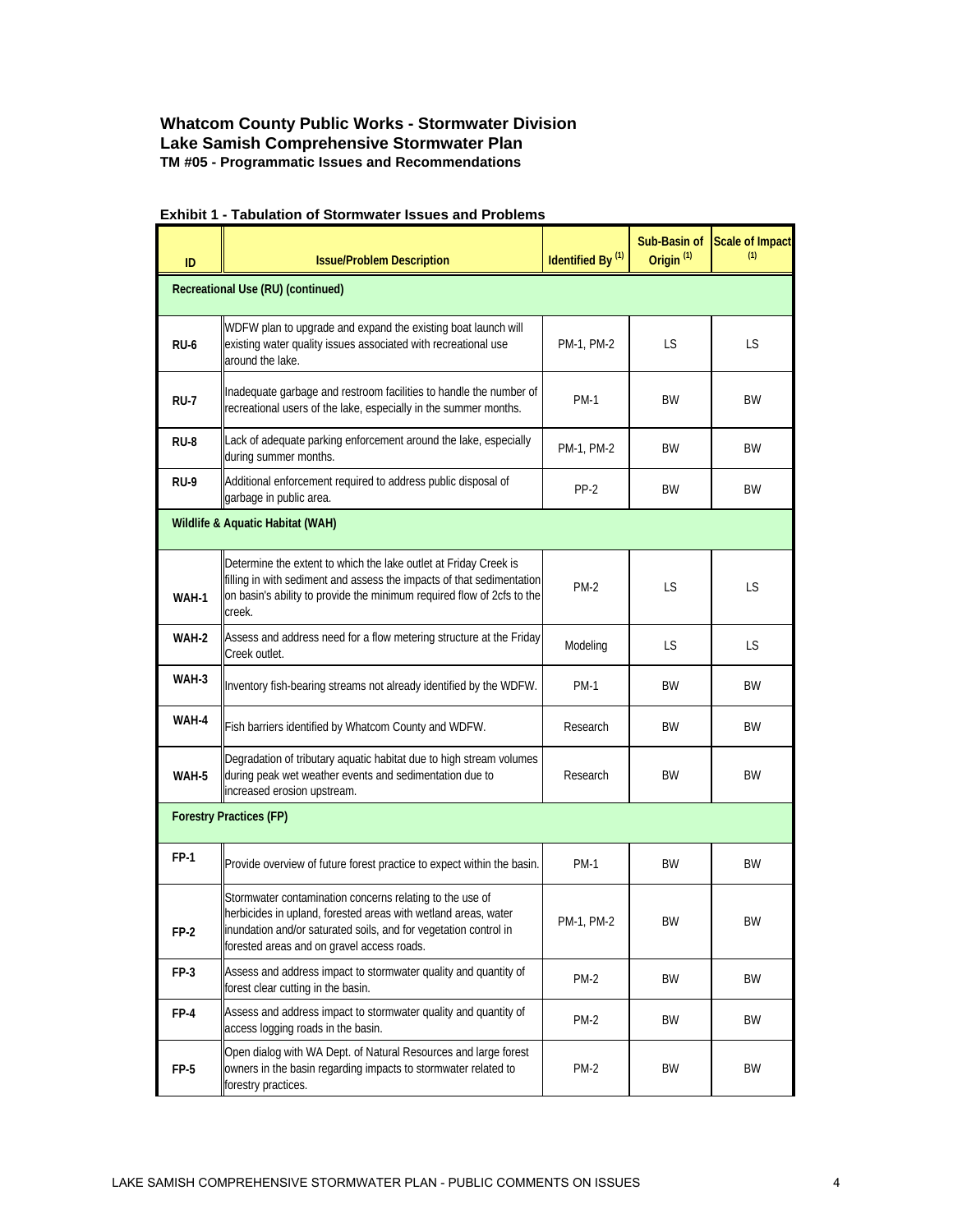## Whatcom County Public Works - Stormwater Division
## Lake Samish Comprehensive Stormwater Plan
### TM #05 - Programmatic Issues and Recommendations

**Exhibit 1 - Tabulation of Stormwater Issues and Problems**

| ID | Issue/Problem Description | Identified By [1] | Sub-Basin of Origin [1] | Scale of Impact [1] |
|---|---|---|---|---|
| **Recreational Use (RU) (continued)** | | | | |
| **RU-6** | WDFW plan to upgrade and expand the existing boat launch will existing water quality issues associated with recreational use around the lake. | PM-1, PM-2 | LS | LS |
| **RU-7** | Inadequate garbage and restroom facilities to handle the number of recreational users of the lake, especially in the summer months. | PM-1 | BW | BW |
| **RU-8** | Lack of adequate parking enforcement around the lake, especially during summer months. | PM-1, PM-2 | BW | BW |
| **RU-9** | Additional enforcement required to address public disposal of garbage in public area. | PP-2 | BW | BW |
| **Wildlife & Aquatic Habitat (WAH)** | | | | |
| **WAH-1** | Determine the extent to which the lake outlet at Friday Creek is filling in with sediment and assess the impacts of that sedimentation on basin's ability to provide the minimum required flow of 2cfs to the creek. | PM-2 | LS | LS |
| **WAH-2** | Assess and address need for a flow metering structure at the Friday Creek outlet. | Modeling | LS | LS |
| **WAH-3** | Inventory fish-bearing streams not already identified by the WDFW. | PM-1 | BW | BW |
| **WAH-4** | Fish barriers identified by Whatcom County and WDFW. | Research | BW | BW |
| **WAH-5** | Degradation of tributary aquatic habitat due to high stream volumes during peak wet weather events and sedimentation due to increased erosion upstream. | Research | BW | BW |
| **Forestry Practices (FP)** | | | | |
| **FP-1** | Provide overview of future forest practice to expect within the basin. | PM-1 | BW | BW |
| **FP-2** | Stormwater contamination concerns relating to the use of herbicides in upland, forested areas with wetland areas, water inundation and/or saturated soils, and for vegetation control in forested areas and on gravel access roads. | PM-1, PM-2 | BW | BW |
| **FP-3** | Assess and address impact to stormwater quality and quantity of forest clear cutting in the basin. | PM-2 | BW | BW |
| **FP-4** | Assess and address impact to stormwater quality and quantity of access logging roads in the basin. | PM-2 | BW | BW |
| **FP-5** | Open dialog with WA Dept. of Natural Resources and large forest owners in the basin regarding impacts to stormwater related to forestry practices. | PM-2 | BW | BW |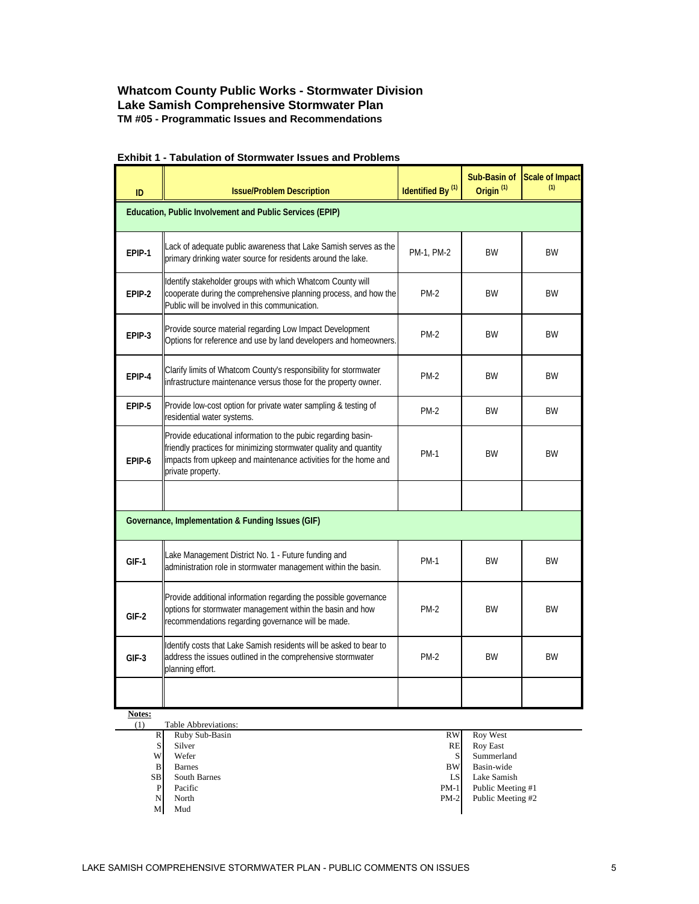**Whatcom County Public Works - Stormwater Division**
**Lake Samish Comprehensive Stormwater Plan**
**TM #05 - Programmatic Issues and Recommendations**

**Exhibit 1 - Tabulation of Stormwater Issues and Problems**

| ID | Issue/Problem Description | Identified By [1] | Sub-Basin of Origin [1] | Scale of Impact [1] |
|---|---|---|---|---|
| **Education, Public Involvement and Public Services (EPIP)** | | | | |
| EPIP-1 | Lack of adequate public awareness that Lake Samish serves as the primary drinking water source for residents around the lake. | PM-1, PM-2 | BW | BW |
| EPIP-2 | Identify stakeholder groups with which Whatcom County will cooperate during the comprehensive planning process, and how the Public will be involved in this communication. | PM-2 | BW | BW |
| EPIP-3 | Provide source material regarding Low Impact Development Options for reference and use by land developers and homeowners. | PM-2 | BW | BW |
| EPIP-4 | Clarify limits of Whatcom County's responsibility for stormwater infrastructure maintenance versus those for the property owner. | PM-2 | BW | BW |
| EPIP-5 | Provide low-cost option for private water sampling & testing of residential water systems. | PM-2 | BW | BW |
| EPIP-6 | Provide educational information to the pubic regarding basin-friendly practices for minimizing stormwater quality and quantity impacts from upkeep and maintenance activities for the home and private property. | PM-1 | BW | BW |
| | | | | |
| **Governance, Implementation & Funding Issues (GIF)** | | | | |
| GIF-1 | Lake Management District No. 1 - Future funding and administration role in stormwater management within the basin. | PM-1 | BW | BW |
| GIF-2 | Provide additional information regarding the possible governance options for stormwater management within the basin and how recommendations regarding governance will be made. | PM-2 | BW | BW |
| GIF-3 | Identify costs that Lake Samish residents will be asked to bear to address the issues outlined in the comprehensive stormwater planning effort. | PM-2 | BW | BW |
| | | | | |

**Notes:**

(1) Table Abbreviations:

| | | | |
|---|---|---|---|
| R | Ruby Sub-Basin | RW | Roy West |
| S | Silver | RE | Roy East |
| W | Wefer | S | Summerland |
| B | Barnes | BW | Basin-wide |
| SB | South Barnes | LS | Lake Samish |
| P | Pacific | PM-1 | Public Meeting #1 |
| N | North | PM-2 | Public Meeting #2 |
| M | Mud | | |